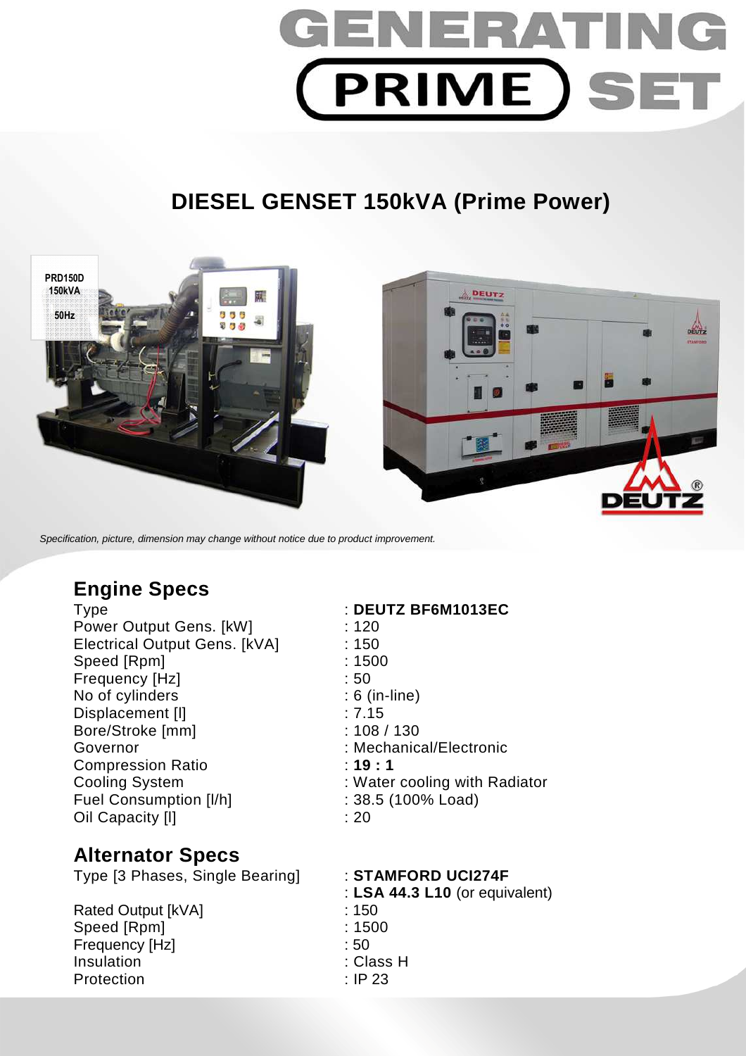# GENERATING PRIME SET

## DIESEL GENSET 150kVA (Prime Power)

*Specification, picture, dimension may change without notice due to product improvement.*

## Engine Specs

| | |
|---|---|
| Type | : **DEUTZ BF6M1013EC** |
| Power Output Gens. [kW] | : 120 |
| Electrical Output Gens. [kVA] | : 150 |
| Speed [Rpm] | : 1500 |
| Frequency [Hz] | : 50 |
| No of cylinders | : 6 (in-line) |
| Displacement [l] | : 7.15 |
| Bore/Stroke [mm] | : 108 / 130 |
| Governor | : Mechanical/Electronic |
| Compression Ratio | : **19 : 1** |
| Cooling System | : Water cooling with Radiator |
| Fuel Consumption [l/h] | : 38.5 (100% Load) |
| Oil Capacity [l] | : 20 |

## Alternator Specs

| | |
|---|---|
| Type [3 Phases, Single Bearing] | : **STAMFORD UCI274F** |
| | : **LSA 44.3 L10** (or equivalent) |
| Rated Output [kVA] | : 150 |
| Speed [Rpm] | : 1500 |
| Frequency [Hz] | : 50 |
| Insulation | : Class H |
| Protection | : IP 23 |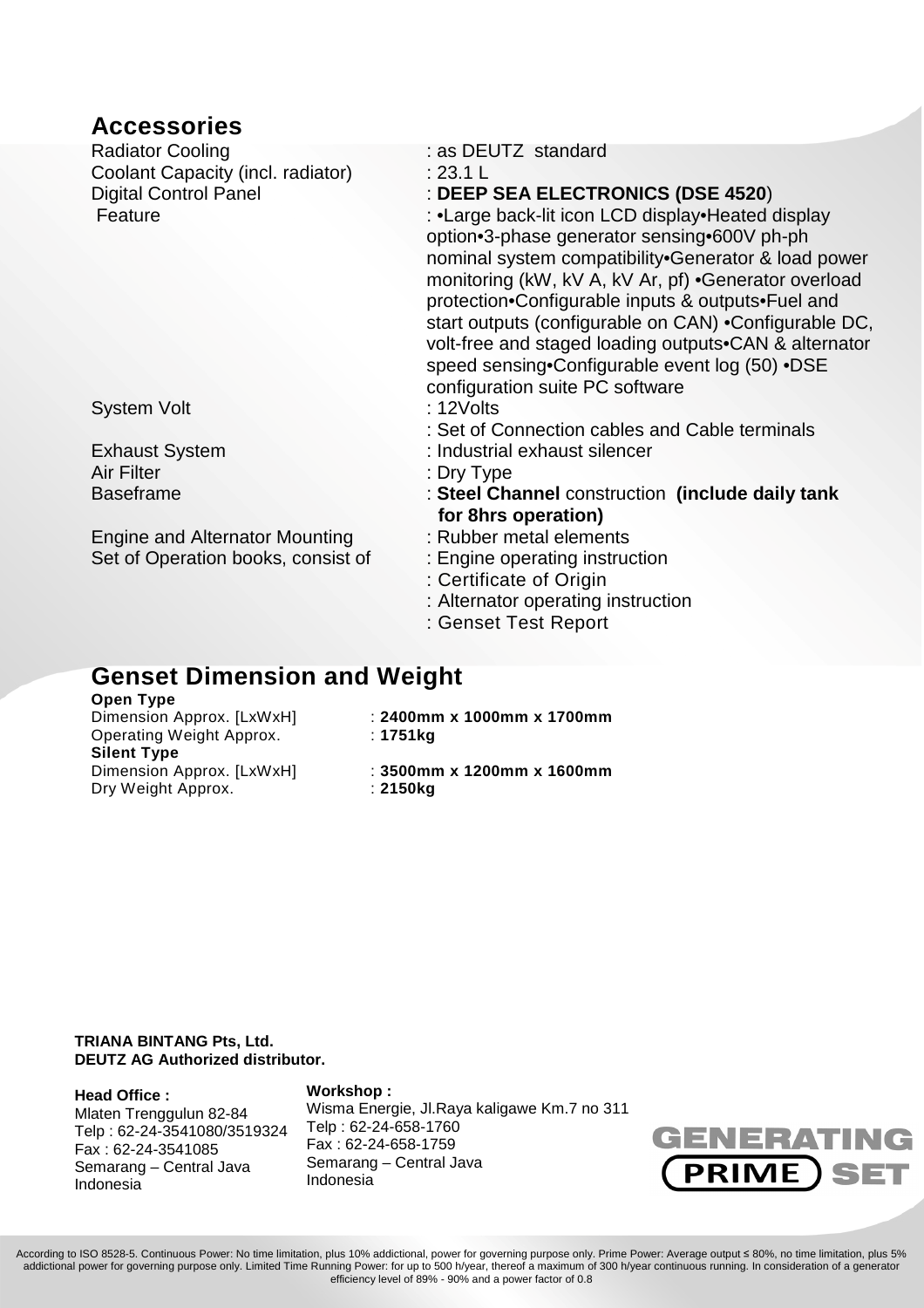## Accessories

| | |
|---|---|
| Radiator Cooling | : as DEUTZ standard |
| Coolant Capacity (incl. radiator) | : 23.1 L |
| Digital Control Panel | : **DEEP SEA ELECTRONICS (DSE 4520**) |
| Feature | : •Large back-lit icon LCD display•Heated display option•3-phase generator sensing•600V ph-ph nominal system compatibility•Generator & load power monitoring (kW, kV A, kV Ar, pf) •Generator overload protection•Configurable inputs & outputs•Fuel and start outputs (configurable on CAN) •Configurable DC, volt-free and staged loading outputs•CAN & alternator speed sensing•Configurable event log (50) •DSE configuration suite PC software |
| System Volt | : 12Volts |
| | : Set of Connection cables and Cable terminals |
| Exhaust System | : Industrial exhaust silencer |
| Air Filter | : Dry Type |
| Baseframe | : **Steel Channel** construction **(include daily tank for 8hrs operation)** |
| Engine and Alternator Mounting | : Rubber metal elements |
| Set of Operation books, consist of | : Engine operating instruction |
| | : Certificate of Origin |
| | : Alternator operating instruction |
| | : Genset Test Report |

## Genset Dimension and Weight

**Open Type**

| | |
|---|---|
| Dimension Approx. [LxWxH] | : **2400mm x 1000mm x 1700mm** |
| Operating Weight Approx. | : **1751kg** |

**Silent Type**

| | |
|---|---|
| Dimension Approx. [LxWxH] | : **3500mm x 1200mm x 1600mm** |
| Dry Weight Approx. | : **2150kg** |

**TRIANA BINTANG Pts, Ltd.**
**DEUTZ AG Authorized distributor.**

**Head Office :**
Mlaten Trenggulun 82-84
Telp : 62-24-3541080/3519324
Fax : 62-24-3541085
Semarang – Central Java
Indonesia

**Workshop :**
Wisma Energie, Jl.Raya kaligawe Km.7 no 311
Telp : 62-24-658-1760
Fax : 62-24-658-1759
Semarang – Central Java
Indonesia

GENERATING PRIME SET

According to ISO 8528-5. Continuous Power: No time limitation, plus 10% addictional, power for governing purpose only. Prime Power: Average output ≤ 80%, no time limitation, plus 5% addictional power for governing purpose only. Limited Time Running Power: for up to 500 h/year, thereof a maximum of 300 h/year continuous running. In consideration of a generator efficiency level of 89% - 90% and a power factor of 0.8